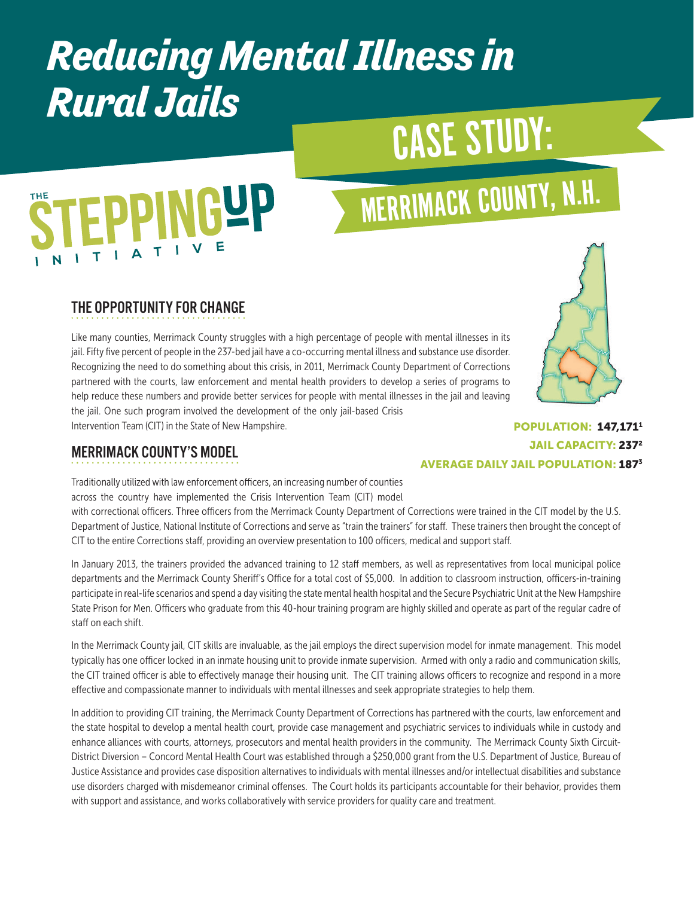# Reducing Mental Illness in Rural Jails

THE STEPPING UP INITIATIVE

# CASE STUDY: MERRIMACK COUNTY, N.H.

## THE OPPORTUNITY FOR CHANGE

Like many counties, Merrimack County struggles with a high percentage of people with mental illnesses in its jail. Fifty five percent of people in the 237-bed jail have a co-occurring mental illness and substance use disorder. Recognizing the need to do something about this crisis, in 2011, Merrimack County Department of Corrections partnered with the courts, law enforcement and mental health providers to develop a series of programs to help reduce these numbers and provide better services for people with mental illnesses in the jail and leaving the jail. One such program involved the development of the only jail-based Crisis Intervention Team (CIT) in the State of New Hampshire.

**POPULATION: 147,171**[1]
**JAIL CAPACITY: 237**[2]
**AVERAGE DAILY JAIL POPULATION: 187**[3]

## MERRIMACK COUNTY'S MODEL

Traditionally utilized with law enforcement officers, an increasing number of counties across the country have implemented the Crisis Intervention Team (CIT) model with correctional officers. Three officers from the Merrimack County Department of Corrections were trained in the CIT model by the U.S. Department of Justice, National Institute of Corrections and serve as "train the trainers" for staff. These trainers then brought the concept of CIT to the entire Corrections staff, providing an overview presentation to 100 officers, medical and support staff.

In January 2013, the trainers provided the advanced training to 12 staff members, as well as representatives from local municipal police departments and the Merrimack County Sheriff's Office for a total cost of $5,000. In addition to classroom instruction, officers-in-training participate in real-life scenarios and spend a day visiting the state mental health hospital and the Secure Psychiatric Unit at the New Hampshire State Prison for Men. Officers who graduate from this 40-hour training program are highly skilled and operate as part of the regular cadre of staff on each shift.

In the Merrimack County jail, CIT skills are invaluable, as the jail employs the direct supervision model for inmate management. This model typically has one officer locked in an inmate housing unit to provide inmate supervision. Armed with only a radio and communication skills, the CIT trained officer is able to effectively manage their housing unit. The CIT training allows officers to recognize and respond in a more effective and compassionate manner to individuals with mental illnesses and seek appropriate strategies to help them.

In addition to providing CIT training, the Merrimack County Department of Corrections has partnered with the courts, law enforcement and the state hospital to develop a mental health court, provide case management and psychiatric services to individuals while in custody and enhance alliances with courts, attorneys, prosecutors and mental health providers in the community. The Merrimack County Sixth Circuit-District Diversion – Concord Mental Health Court was established through a $250,000 grant from the U.S. Department of Justice, Bureau of Justice Assistance and provides case disposition alternatives to individuals with mental illnesses and/or intellectual disabilities and substance use disorders charged with misdemeanor criminal offenses. The Court holds its participants accountable for their behavior, provides them with support and assistance, and works collaboratively with service providers for quality care and treatment.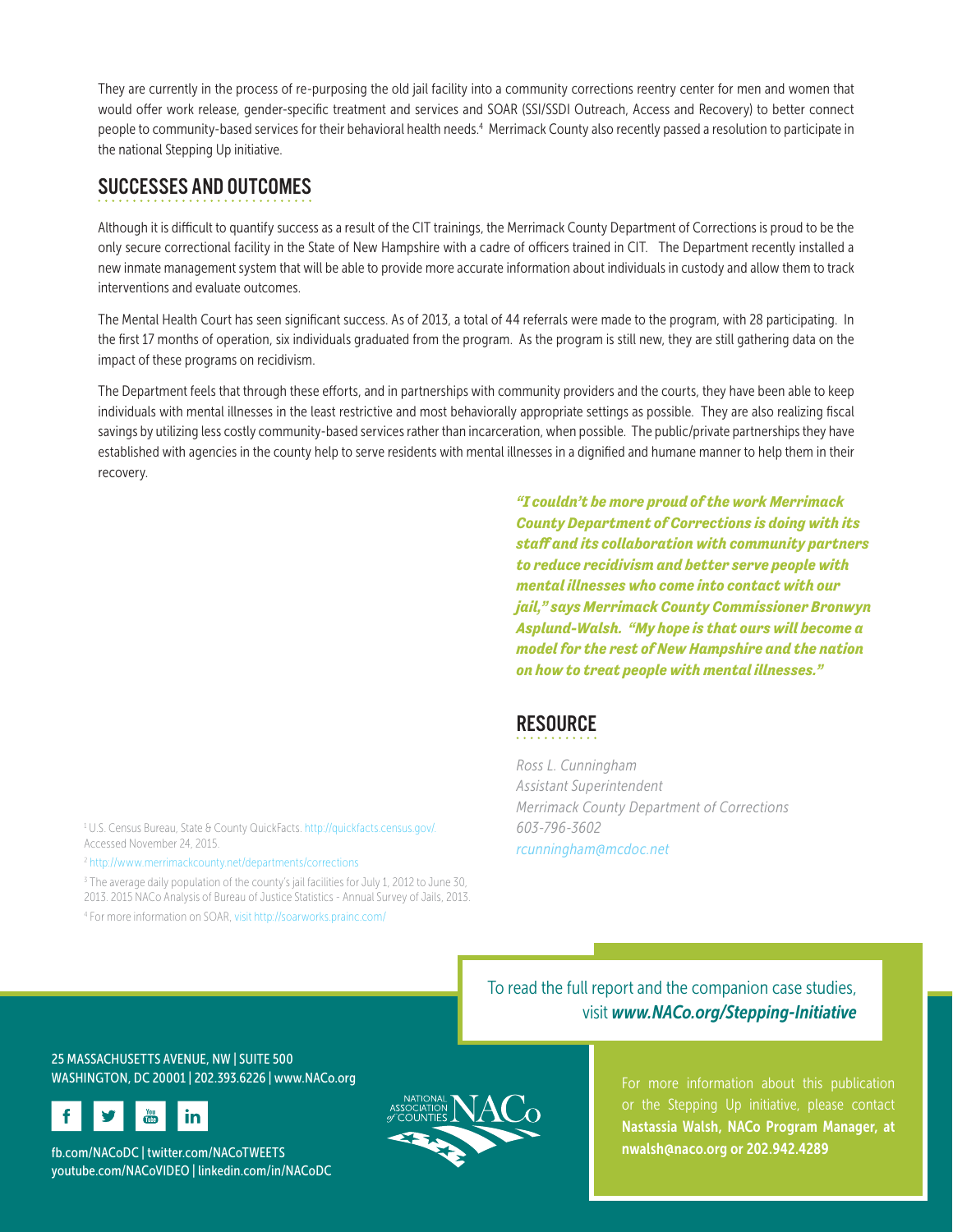They are currently in the process of re-purposing the old jail facility into a community corrections reentry center for men and women that would offer work release, gender-specific treatment and services and SOAR (SSI/SSDI Outreach, Access and Recovery) to better connect people to community-based services for their behavioral health needs.[4] Merrimack County also recently passed a resolution to participate in the national Stepping Up initiative.

## SUCCESSES AND OUTCOMES

Although it is difficult to quantify success as a result of the CIT trainings, the Merrimack County Department of Corrections is proud to be the only secure correctional facility in the State of New Hampshire with a cadre of officers trained in CIT. The Department recently installed a new inmate management system that will be able to provide more accurate information about individuals in custody and allow them to track interventions and evaluate outcomes.

The Mental Health Court has seen significant success. As of 2013, a total of 44 referrals were made to the program, with 28 participating. In the first 17 months of operation, six individuals graduated from the program. As the program is still new, they are still gathering data on the impact of these programs on recidivism.

The Department feels that through these efforts, and in partnerships with community providers and the courts, they have been able to keep individuals with mental illnesses in the least restrictive and most behaviorally appropriate settings as possible. They are also realizing fiscal savings by utilizing less costly community-based services rather than incarceration, when possible. The public/private partnerships they have established with agencies in the county help to serve residents with mental illnesses in a dignified and humane manner to help them in their recovery.

***"I couldn't be more proud of the work Merrimack County Department of Corrections is doing with its staff and its collaboration with community partners to reduce recidivism and better serve people with mental illnesses who come into contact with our jail," says Merrimack County Commissioner Bronwyn Asplund-Walsh. "My hope is that ours will become a model for the rest of New Hampshire and the nation on how to treat people with mental illnesses."***

## RESOURCE

*Ross L. Cunningham*
*Assistant Superintendent*
*Merrimack County Department of Corrections*
*603-796-3602*
*rcunningham@mcdoc.net*

[1] U.S. Census Bureau, State & County QuickFacts: http://quickfacts.census.gov/. Accessed November 24, 2015.

[2] http://www.merrimackcounty.net/departments/corrections

[3] The average daily population of the county's jail facilities for July 1, 2012 to June 30, 2013. 2015 NACo Analysis of Bureau of Justice Statistics - Annual Survey of Jails, 2013.

[4] For more information on SOAR, visit http://soarworks.prainc.com/

To read the full report and the companion case studies, visit ***www.NACo.org/Stepping-Initiative***

25 MASSACHUSETTS AVENUE, NW | SUITE 500
WASHINGTON, DC 20001 | 202.393.6226 | www.NACo.org

fb.com/NACoDC | twitter.com/NACoTWEETS
youtube.com/NACoVIDEO | linkedin.com/in/NACoDC

NATIONAL ASSOCIATION of COUNTIES NACo

For more information about this publication or the Stepping Up initiative, please contact **Nastassia Walsh, NACo Program Manager, at nwalsh@naco.org or 202.942.4289**